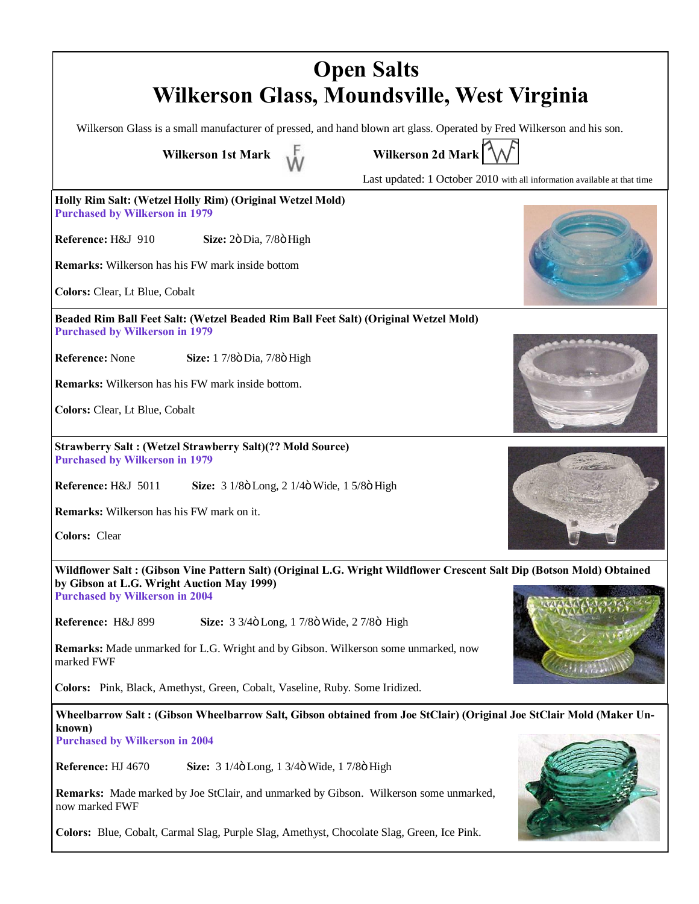# Open Salts
# Wilkerson Glass, Moundsville, West Virginia

Wilkerson Glass is a small manufacturer of pressed, and hand blown art glass. Operated by Fred Wilkerson and his son.

**Wilkerson 1st Mark** F W  **Wilkerson 2d Mark**

Last updated: 1 October 2010 with all information available at that time

---

**Holly Rim Salt: (Wetzel Holly Rim) (Original Wetzel Mold)**
**Purchased by Wilkerson in 1979**

**Reference:** H&J 910  **Size:** 2ò Dia, 7/8ò High

**Remarks:** Wilkerson has his FW mark inside bottom

**Colors:** Clear, Lt Blue, Cobalt

---

**Beaded Rim Ball Feet Salt: (Wetzel Beaded Rim Ball Feet Salt) (Original Wetzel Mold)**
**Purchased by Wilkerson in 1979**

**Reference:** None  **Size:** 1 7/8ò Dia, 7/8ò High

**Remarks:** Wilkerson has his FW mark inside bottom.

**Colors:** Clear, Lt Blue, Cobalt

---

**Strawberry Salt : (Wetzel Strawberry Salt)(?? Mold Source)**
**Purchased by Wilkerson in 1979**

**Reference:** H&J 5011  **Size:** 3 1/8ò Long, 2 1/4ò Wide, 1 5/8ò High

**Remarks:** Wilkerson has his FW mark on it.

**Colors:** Clear

---

**Wildflower Salt : (Gibson Vine Pattern Salt) (Original L.G. Wright Wildflower Crescent Salt Dip (Botson Mold) Obtained by Gibson at L.G. Wright Auction May 1999)**
**Purchased by Wilkerson in 2004**

**Reference:** H&J 899  **Size:** 3 3/4ò Long, 1 7/8ò Wide, 2 7/8ò High

**Remarks:** Made unmarked for L.G. Wright and by Gibson. Wilkerson some unmarked, now marked FWF

**Colors:** Pink, Black, Amethyst, Green, Cobalt, Vaseline, Ruby. Some Iridized.

---

**Wheelbarrow Salt : (Gibson Wheelbarrow Salt, Gibson obtained from Joe StClair) (Original Joe StClair Mold (Maker Unknown)**
**Purchased by Wilkerson in 2004**

**Reference:** HJ 4670  **Size:** 3 1/4ò Long, 1 3/4ò Wide, 1 7/8ò High

**Remarks:** Made marked by Joe StClair, and unmarked by Gibson. Wilkerson some unmarked, now marked FWF

**Colors:** Blue, Cobalt, Carmal Slag, Purple Slag, Amethyst, Chocolate Slag, Green, Ice Pink.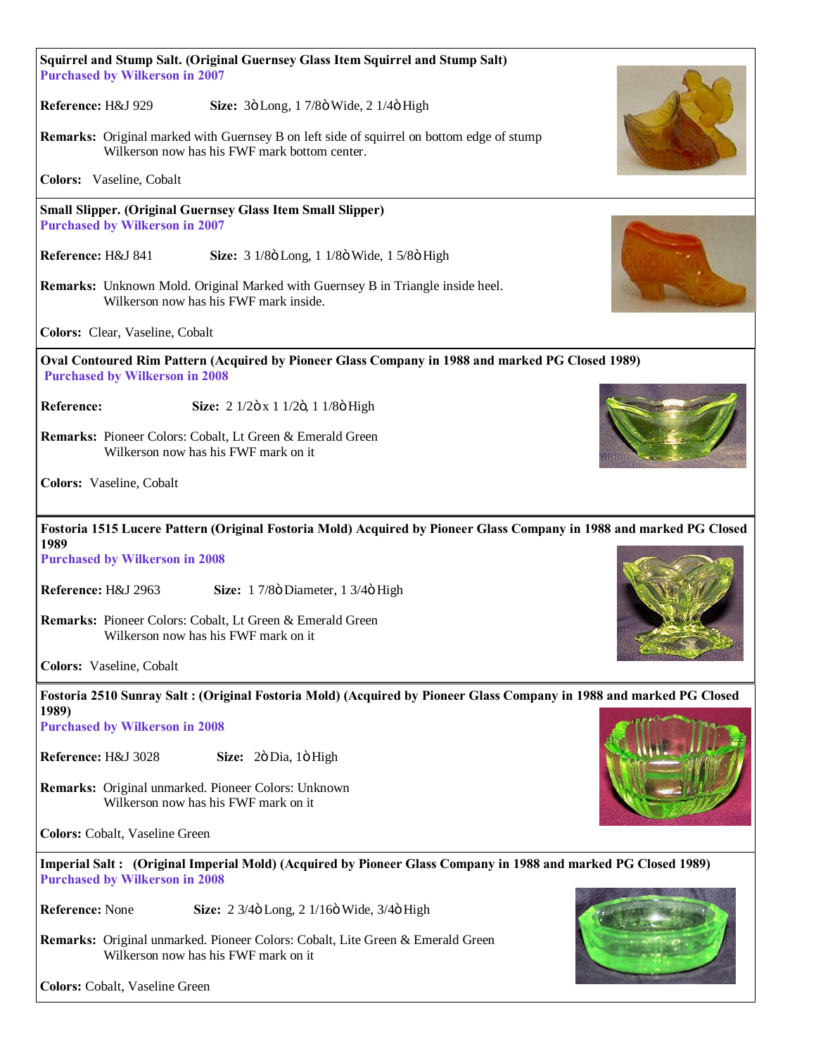**Squirrel and Stump Salt. (Original Guernsey Glass Item Squirrel and Stump Salt)**
**Purchased by Wilkerson in 2007**

**Reference:** H&J 929 **Size:** 3ò Long, 1 7/8ò Wide, 2 1/4ò High

**Remarks:** Original marked with Guernsey B on left side of squirrel on bottom edge of stump
Wilkerson now has his FWF mark bottom center.

**Colors:** Vaseline, Cobalt

---

**Small Slipper. (Original Guernsey Glass Item Small Slipper)**
**Purchased by Wilkerson in 2007**

**Reference:** H&J 841 **Size:** 3 1/8ò Long, 1 1/8ò Wide, 1 5/8ò High

**Remarks:** Unknown Mold. Original Marked with Guernsey B in Triangle inside heel.
Wilkerson now has his FWF mark inside.

**Colors:** Clear, Vaseline, Cobalt

---

**Oval Contoured Rim Pattern (Acquired by Pioneer Glass Company in 1988 and marked PG Closed 1989)**
**Purchased by Wilkerson in 2008**

**Reference:** **Size:** 2 1/2ò x 1 1/2ò, 1 1/8ò High

**Remarks:** Pioneer Colors: Cobalt, Lt Green & Emerald Green
Wilkerson now has his FWF mark on it

**Colors:** Vaseline, Cobalt

---

**Fostoria 1515 Lucere Pattern (Original Fostoria Mold) Acquired by Pioneer Glass Company in 1988 and marked PG Closed 1989**
**Purchased by Wilkerson in 2008**

**Reference:** H&J 2963 **Size:** 1 7/8ò Diameter, 1 3/4ò High

**Remarks:** Pioneer Colors: Cobalt, Lt Green & Emerald Green
Wilkerson now has his FWF mark on it

**Colors:** Vaseline, Cobalt

---

**Fostoria 2510 Sunray Salt : (Original Fostoria Mold) (Acquired by Pioneer Glass Company in 1988 and marked PG Closed 1989)**
**Purchased by Wilkerson in 2008**

**Reference:** H&J 3028 **Size:** 2ò Dia, 1ò High

**Remarks:** Original unmarked. Pioneer Colors: Unknown
Wilkerson now has his FWF mark on it

**Colors:** Cobalt, Vaseline Green

---

**Imperial Salt : (Original Imperial Mold) (Acquired by Pioneer Glass Company in 1988 and marked PG Closed 1989)**
**Purchased by Wilkerson in 2008**

**Reference:** None **Size:** 2 3/4ò Long, 2 1/16ò Wide, 3/4ò High

**Remarks:** Original unmarked. Pioneer Colors: Cobalt, Lite Green & Emerald Green
Wilkerson now has his FWF mark on it

**Colors:** Cobalt, Vaseline Green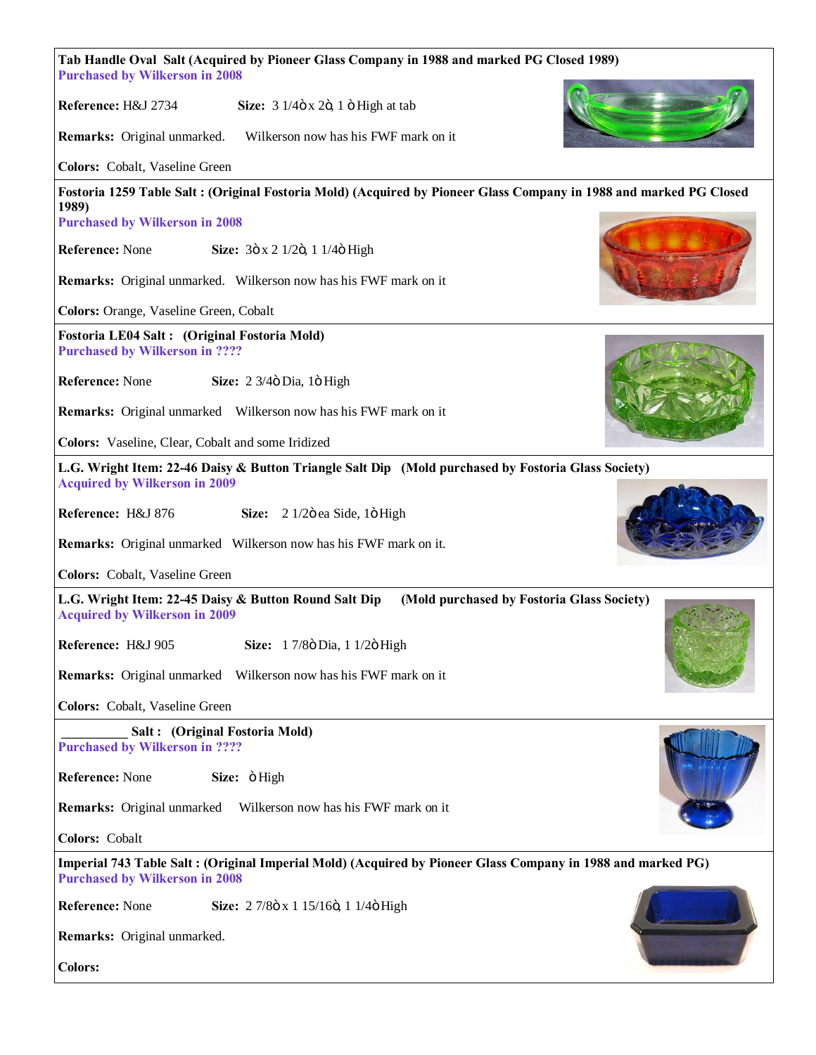**Tab Handle Oval Salt (Acquired by Pioneer Glass Company in 1988 and marked PG Closed 1989)**
**Purchased by Wilkerson in 2008**

**Reference:** H&J 2734 **Size:** 3 1/4ò x 2ò, 1 ò High at tab

**Remarks:** Original unmarked. Wilkerson now has his FWF mark on it

**Colors:** Cobalt, Vaseline Green

---

**Fostoria 1259 Table Salt : (Original Fostoria Mold) (Acquired by Pioneer Glass Company in 1988 and marked PG Closed 1989)**
**Purchased by Wilkerson in 2008**

**Reference:** None **Size:** 3ò x 2 1/2ò, 1 1/4ò High

**Remarks:** Original unmarked. Wilkerson now has his FWF mark on it

**Colors:** Orange, Vaseline Green, Cobalt

---

**Fostoria LE04 Salt : (Original Fostoria Mold)**
**Purchased by Wilkerson in ????**

**Reference:** None **Size:** 2 3/4ò Dia, 1ò High

**Remarks:** Original unmarked Wilkerson now has his FWF mark on it

**Colors:** Vaseline, Clear, Cobalt and some Iridized

---

**L.G. Wright Item: 22-46 Daisy & Button Triangle Salt Dip (Mold purchased by Fostoria Glass Society)**
**Acquired by Wilkerson in 2009**

**Reference:** H&J 876 **Size:** 2 1/2ò ea Side, 1ò High

**Remarks:** Original unmarked Wilkerson now has his FWF mark on it.

**Colors:** Cobalt, Vaseline Green

---

**L.G. Wright Item: 22-45 Daisy & Button Round Salt Dip (Mold purchased by Fostoria Glass Society)**
**Acquired by Wilkerson in 2009**

**Reference:** H&J 905 **Size:** 1 7/8ò Dia, 1 1/2ò High

**Remarks:** Original unmarked Wilkerson now has his FWF mark on it

**Colors:** Cobalt, Vaseline Green

---

**__________ Salt : (Original Fostoria Mold)**
**Purchased by Wilkerson in ????**

**Reference:** None **Size:** ò High

**Remarks:** Original unmarked Wilkerson now has his FWF mark on it

**Colors:** Cobalt

---

**Imperial 743 Table Salt : (Original Imperial Mold) (Acquired by Pioneer Glass Company in 1988 and marked PG)**
**Purchased by Wilkerson in 2008**

**Reference:** None **Size:** 2 7/8ò x 1 15/16ò, 1 1/4ò High

**Remarks:** Original unmarked.

**Colors:**